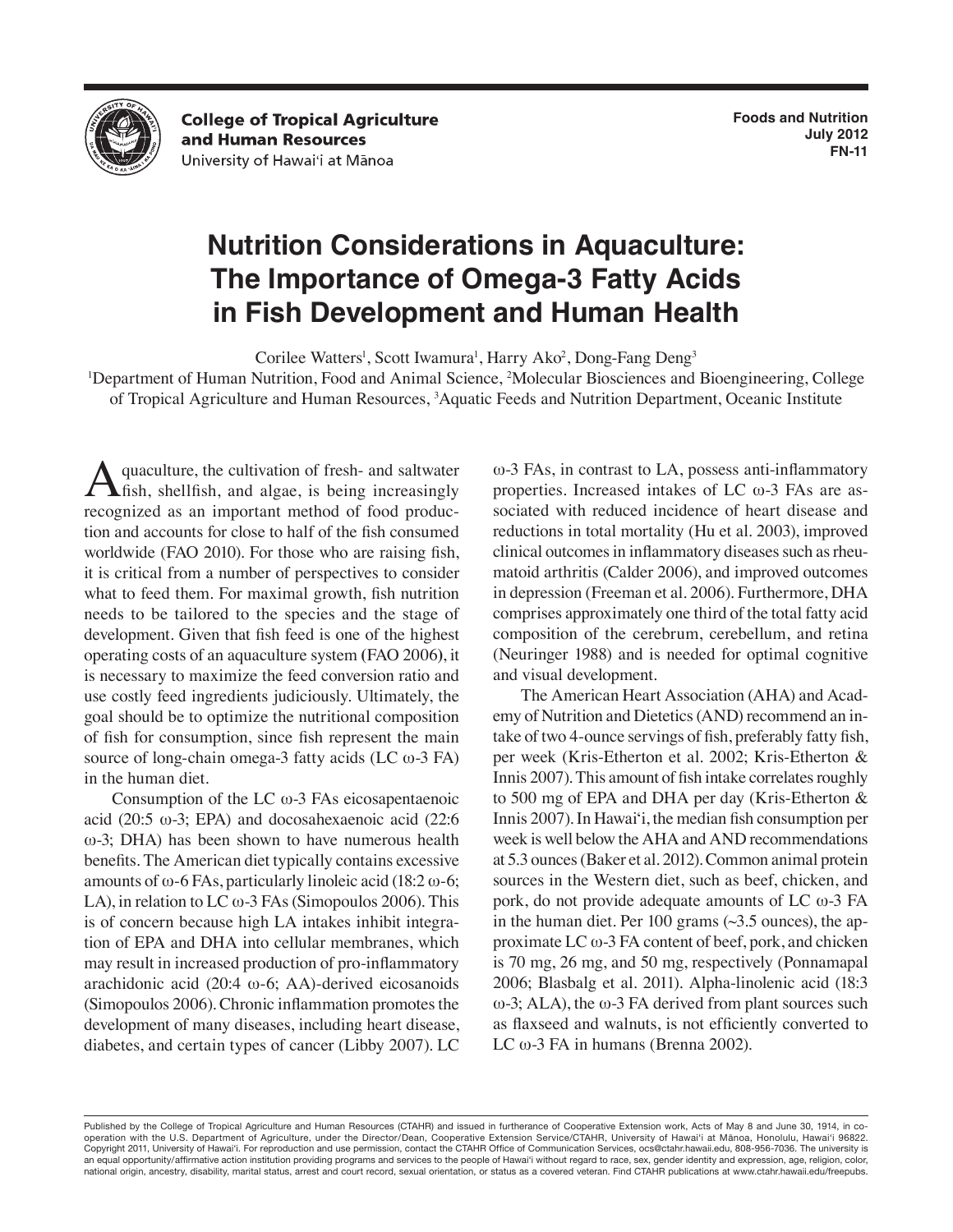**College of Tropical Agriculture and Human Resources**
University of Hawaiʻi at Mānoa

**Foods and Nutrition**
**July 2012**
**FN-11**

# Nutrition Considerations in Aquaculture: The Importance of Omega-3 Fatty Acids in Fish Development and Human Health

Corilee Watters[1], Scott Iwamura[1], Harry Ako[2], Dong-Fang Deng[3]

[1]Department of Human Nutrition, Food and Animal Science, [2]Molecular Biosciences and Bioengineering, College of Tropical Agriculture and Human Resources, [3]Aquatic Feeds and Nutrition Department, Oceanic Institute

Aquaculture, the cultivation of fresh- and saltwater fish, shellfish, and algae, is being increasingly recognized as an important method of food production and accounts for close to half of the fish consumed worldwide (FAO 2010). For those who are raising fish, it is critical from a number of perspectives to consider what to feed them. For maximal growth, fish nutrition needs to be tailored to the species and the stage of development. Given that fish feed is one of the highest operating costs of an aquaculture system (FAO 2006), it is necessary to maximize the feed conversion ratio and use costly feed ingredients judiciously. Ultimately, the goal should be to optimize the nutritional composition of fish for consumption, since fish represent the main source of long-chain omega-3 fatty acids (LC ω-3 FA) in the human diet.

Consumption of the LC ω-3 FAs eicosapentaenoic acid (20:5 ω-3; EPA) and docosahexaenoic acid (22:6 ω-3; DHA) has been shown to have numerous health benefits. The American diet typically contains excessive amounts of ω-6 FAs, particularly linoleic acid (18:2 ω-6; LA), in relation to LC ω-3 FAs (Simopoulos 2006). This is of concern because high LA intakes inhibit integration of EPA and DHA into cellular membranes, which may result in increased production of pro-inflammatory arachidonic acid (20:4 ω-6; AA)-derived eicosanoids (Simopoulos 2006). Chronic inflammation promotes the development of many diseases, including heart disease, diabetes, and certain types of cancer (Libby 2007). LC ω-3 FAs, in contrast to LA, possess anti-inflammatory properties. Increased intakes of LC ω-3 FAs are associated with reduced incidence of heart disease and reductions in total mortality (Hu et al. 2003), improved clinical outcomes in inflammatory diseases such as rheumatoid arthritis (Calder 2006), and improved outcomes in depression (Freeman et al. 2006). Furthermore, DHA comprises approximately one third of the total fatty acid composition of the cerebrum, cerebellum, and retina (Neuringer 1988) and is needed for optimal cognitive and visual development.

The American Heart Association (AHA) and Academy of Nutrition and Dietetics (AND) recommend an intake of two 4-ounce servings of fish, preferably fatty fish, per week (Kris-Etherton et al. 2002; Kris-Etherton & Innis 2007). This amount of fish intake correlates roughly to 500 mg of EPA and DHA per day (Kris-Etherton & Innis 2007). In Hawaiʻi, the median fish consumption per week is well below the AHA and AND recommendations at 5.3 ounces (Baker et al. 2012). Common animal protein sources in the Western diet, such as beef, chicken, and pork, do not provide adequate amounts of LC ω-3 FA in the human diet. Per 100 grams (~3.5 ounces), the approximate LC ω-3 FA content of beef, pork, and chicken is 70 mg, 26 mg, and 50 mg, respectively (Ponnamapal 2006; Blasbalg et al. 2011). Alpha-linolenic acid (18:3 ω-3; ALA), the ω-3 FA derived from plant sources such as flaxseed and walnuts, is not efficiently converted to LC ω-3 FA in humans (Brenna 2002).

Published by the College of Tropical Agriculture and Human Resources (CTAHR) and issued in furtherance of Cooperative Extension work, Acts of May 8 and June 30, 1914, in cooperation with the U.S. Department of Agriculture, under the Director/Dean, Cooperative Extension Service/CTAHR, University of Hawaiʻi at Mānoa, Honolulu, Hawaiʻi 96822. Copyright 2011, University of Hawaiʻi. For reproduction and use permission, contact the CTAHR Office of Communication Services, ocs@ctahr.hawaii.edu, 808-956-7036. The university is an equal opportunity/affirmative action institution providing programs and services to the people of Hawaiʻi without regard to race, sex, gender identity and expression, age, religion, color, national origin, ancestry, disability, marital status, arrest and court record, sexual orientation, or status as a covered veteran. Find CTAHR publications at www.ctahr.hawaii.edu/freepubs.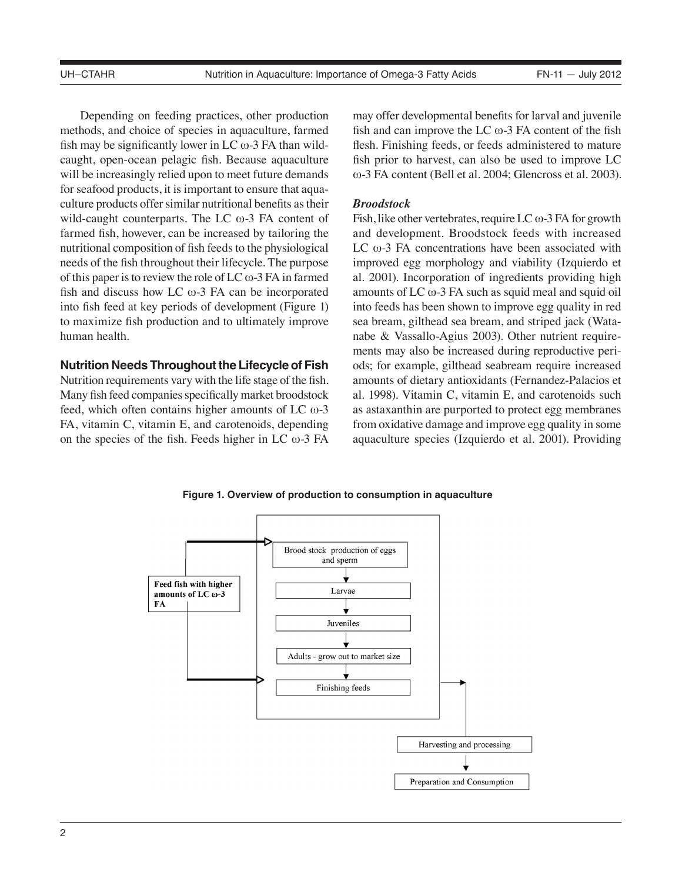Depending on feeding practices, other production methods, and choice of species in aquaculture, farmed fish may be significantly lower in LC ω-3 FA than wild-caught, open-ocean pelagic fish. Because aquaculture will be increasingly relied upon to meet future demands for seafood products, it is important to ensure that aquaculture products offer similar nutritional benefits as their wild-caught counterparts. The LC ω-3 FA content of farmed fish, however, can be increased by tailoring the nutritional composition of fish feeds to the physiological needs of the fish throughout their lifecycle. The purpose of this paper is to review the role of LC ω-3 FA in farmed fish and discuss how LC ω-3 FA can be incorporated into fish feed at key periods of development (Figure 1) to maximize fish production and to ultimately improve human health.

## Nutrition Needs Throughout the Lifecycle of Fish

Nutrition requirements vary with the life stage of the fish. Many fish feed companies specifically market broodstock feed, which often contains higher amounts of LC ω-3 FA, vitamin C, vitamin E, and carotenoids, depending on the species of the fish. Feeds higher in LC ω-3 FA may offer developmental benefits for larval and juvenile fish and can improve the LC ω-3 FA content of the fish flesh. Finishing feeds, or feeds administered to mature fish prior to harvest, can also be used to improve LC ω-3 FA content (Bell et al. 2004; Glencross et al. 2003).

### *Broodstock*

Fish, like other vertebrates, require LC ω-3 FA for growth and development. Broodstock feeds with increased LC ω-3 FA concentrations have been associated with improved egg morphology and viability (Izquierdo et al. 2001). Incorporation of ingredients providing high amounts of LC ω-3 FA such as squid meal and squid oil into feeds has been shown to improve egg quality in red sea bream, gilthead sea bream, and striped jack (Watanabe & Vassallo-Agius 2003). Other nutrient requirements may also be increased during reproductive periods; for example, gilthead seabream require increased amounts of dietary antioxidants (Fernandez-Palacios et al. 1998). Vitamin C, vitamin E, and carotenoids such as astaxanthin are purported to protect egg membranes from oxidative damage and improve egg quality in some aquaculture species (Izquierdo et al. 2001). Providing

**Figure 1. Overview of production to consumption in aquaculture**

Feed fish with higher amounts of LC ω-3 FA → Brood stock production of eggs and sperm; Finishing feeds

Brood stock production of eggs and sperm → Larvae → Juveniles → Adults - grow out to market size → Finishing feeds → Harvesting and processing → Preparation and Consumption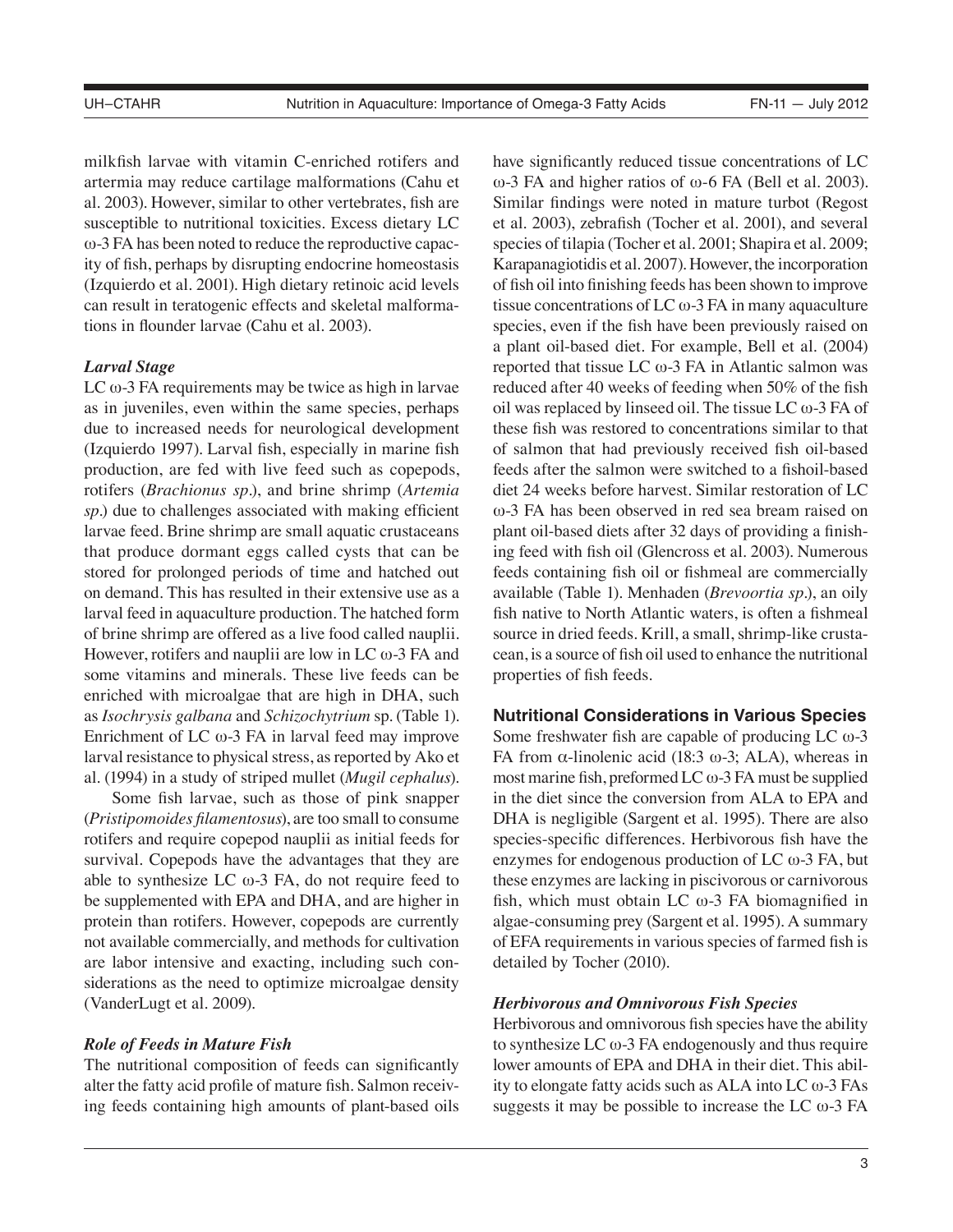milkfish larvae with vitamin C-enriched rotifers and artermia may reduce cartilage malformations (Cahu et al. 2003). However, similar to other vertebrates, fish are susceptible to nutritional toxicities. Excess dietary LC ω-3 FA has been noted to reduce the reproductive capacity of fish, perhaps by disrupting endocrine homeostasis (Izquierdo et al. 2001). High dietary retinoic acid levels can result in teratogenic effects and skeletal malformations in flounder larvae (Cahu et al. 2003).

### *Larval Stage*

LC ω-3 FA requirements may be twice as high in larvae as in juveniles, even within the same species, perhaps due to increased needs for neurological development (Izquierdo 1997). Larval fish, especially in marine fish production, are fed with live feed such as copepods, rotifers (*Brachionus sp*.), and brine shrimp (*Artemia sp*.) due to challenges associated with making efficient larvae feed. Brine shrimp are small aquatic crustaceans that produce dormant eggs called cysts that can be stored for prolonged periods of time and hatched out on demand. This has resulted in their extensive use as a larval feed in aquaculture production. The hatched form of brine shrimp are offered as a live food called nauplii. However, rotifers and nauplii are low in LC ω-3 FA and some vitamins and minerals. These live feeds can be enriched with microalgae that are high in DHA, such as *Isochrysis galbana* and *Schizochytrium* sp. (Table 1). Enrichment of LC ω-3 FA in larval feed may improve larval resistance to physical stress, as reported by Ako et al. (1994) in a study of striped mullet (*Mugil cephalus*).

Some fish larvae, such as those of pink snapper (*Pristipomoides filamentosus*), are too small to consume rotifers and require copepod nauplii as initial feeds for survival. Copepods have the advantages that they are able to synthesize LC ω-3 FA, do not require feed to be supplemented with EPA and DHA, and are higher in protein than rotifers. However, copepods are currently not available commercially, and methods for cultivation are labor intensive and exacting, including such considerations as the need to optimize microalgae density (VanderLugt et al. 2009).

### *Role of Feeds in Mature Fish*

The nutritional composition of feeds can significantly alter the fatty acid profile of mature fish. Salmon receiving feeds containing high amounts of plant-based oils have significantly reduced tissue concentrations of LC ω-3 FA and higher ratios of ω-6 FA (Bell et al. 2003). Similar findings were noted in mature turbot (Regost et al. 2003), zebrafish (Tocher et al. 2001), and several species of tilapia (Tocher et al. 2001; Shapira et al. 2009; Karapanagiotidis et al. 2007). However, the incorporation of fish oil into finishing feeds has been shown to improve tissue concentrations of LC ω-3 FA in many aquaculture species, even if the fish have been previously raised on a plant oil-based diet. For example, Bell et al. (2004) reported that tissue LC ω-3 FA in Atlantic salmon was reduced after 40 weeks of feeding when 50% of the fish oil was replaced by linseed oil. The tissue LC ω-3 FA of these fish was restored to concentrations similar to that of salmon that had previously received fish oil-based feeds after the salmon were switched to a fishoil-based diet 24 weeks before harvest. Similar restoration of LC ω-3 FA has been observed in red sea bream raised on plant oil-based diets after 32 days of providing a finishing feed with fish oil (Glencross et al. 2003). Numerous feeds containing fish oil or fishmeal are commercially available (Table 1). Menhaden (*Brevoortia sp*.), an oily fish native to North Atlantic waters, is often a fishmeal source in dried feeds. Krill, a small, shrimp-like crustacean, is a source of fish oil used to enhance the nutritional properties of fish feeds.

## Nutritional Considerations in Various Species

Some freshwater fish are capable of producing LC ω-3 FA from α-linolenic acid (18:3 ω-3; ALA), whereas in most marine fish, preformed LC ω-3 FA must be supplied in the diet since the conversion from ALA to EPA and DHA is negligible (Sargent et al. 1995). There are also species-specific differences. Herbivorous fish have the enzymes for endogenous production of LC ω-3 FA, but these enzymes are lacking in piscivorous or carnivorous fish, which must obtain LC ω-3 FA biomagnified in algae-consuming prey (Sargent et al. 1995). A summary of EFA requirements in various species of farmed fish is detailed by Tocher (2010).

### *Herbivorous and Omnivorous Fish Species*

Herbivorous and omnivorous fish species have the ability to synthesize LC ω-3 FA endogenously and thus require lower amounts of EPA and DHA in their diet. This ability to elongate fatty acids such as ALA into LC ω-3 FAs suggests it may be possible to increase the LC ω-3 FA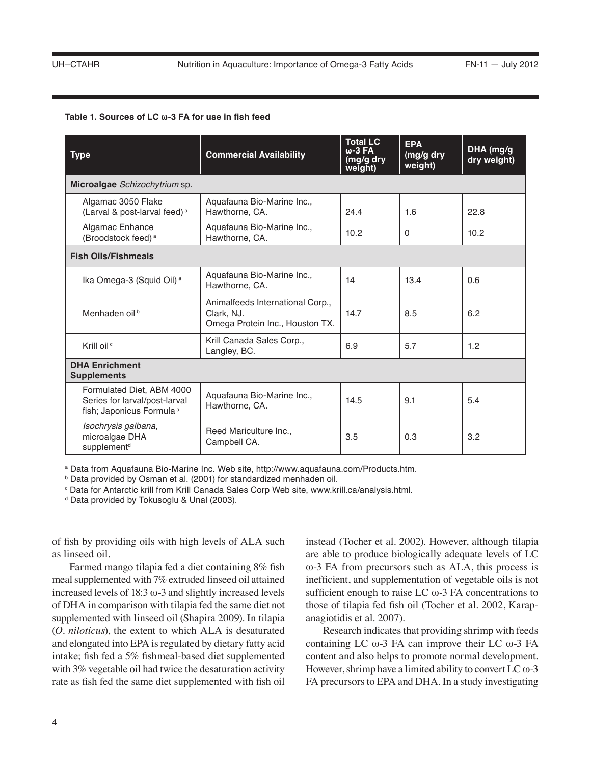**Table 1. Sources of LC ω-3 FA for use in fish feed**

| Type | Commercial Availability | Total LC ω-3 FA (mg/g dry weight) | EPA (mg/g dry weight) | DHA (mg/g dry weight) |
|---|---|---|---|---|
| **Microalgae** *Schizochytrium* sp. | | | | |
| Algamac 3050 Flake (Larval & post-larval feed)[a] | Aquafauna Bio-Marine Inc., Hawthorne, CA. | 24.4 | 1.6 | 22.8 |
| Algamac Enhance (Broodstock feed)[a] | Aquafauna Bio-Marine Inc., Hawthorne, CA. | 10.2 | 0 | 10.2 |
| **Fish Oils/Fishmeals** | | | | |
| Ika Omega-3 (Squid Oil)[a] | Aquafauna Bio-Marine Inc., Hawthorne, CA. | 14 | 13.4 | 0.6 |
| Menhaden oil[b] | Animalfeeds International Corp., Clark, NJ. Omega Protein Inc., Houston TX. | 14.7 | 8.5 | 6.2 |
| Krill oil[c] | Krill Canada Sales Corp., Langley, BC. | 6.9 | 5.7 | 1.2 |
| **DHA Enrichment Supplements** | | | | |
| Formulated Diet, ABM 4000 Series for larval/post-larval fish; Japonicus Formula[a] | Aquafauna Bio-Marine Inc., Hawthorne, CA. | 14.5 | 9.1 | 5.4 |
| *Isochrysis galbana*, microalgae DHA supplement[d] | Reed Mariculture Inc., Campbell CA. | 3.5 | 0.3 | 3.2 |

[a] Data from Aquafauna Bio-Marine Inc. Web site, http://www.aquafauna.com/Products.htm.
[b] Data provided by Osman et al. (2001) for standardized menhaden oil.
[c] Data for Antarctic krill from Krill Canada Sales Corp Web site, www.krill.ca/analysis.html.
[d] Data provided by Tokusoglu & Unal (2003).

of fish by providing oils with high levels of ALA such as linseed oil.

Farmed mango tilapia fed a diet containing 8% fish meal supplemented with 7% extruded linseed oil attained increased levels of 18:3 ω-3 and slightly increased levels of DHA in comparison with tilapia fed the same diet not supplemented with linseed oil (Shapira 2009). In tilapia (*O. niloticus*), the extent to which ALA is desaturated and elongated into EPA is regulated by dietary fatty acid intake; fish fed a 5% fishmeal-based diet supplemented with 3% vegetable oil had twice the desaturation activity rate as fish fed the same diet supplemented with fish oil instead (Tocher et al. 2002). However, although tilapia are able to produce biologically adequate levels of LC ω-3 FA from precursors such as ALA, this process is inefficient, and supplementation of vegetable oils is not sufficient enough to raise LC ω-3 FA concentrations to those of tilapia fed fish oil (Tocher et al. 2002, Karapanagiotidis et al. 2007).

Research indicates that providing shrimp with feeds containing LC ω-3 FA can improve their LC ω-3 FA content and also helps to promote normal development. However, shrimp have a limited ability to convert LC ω-3 FA precursors to EPA and DHA. In a study investigating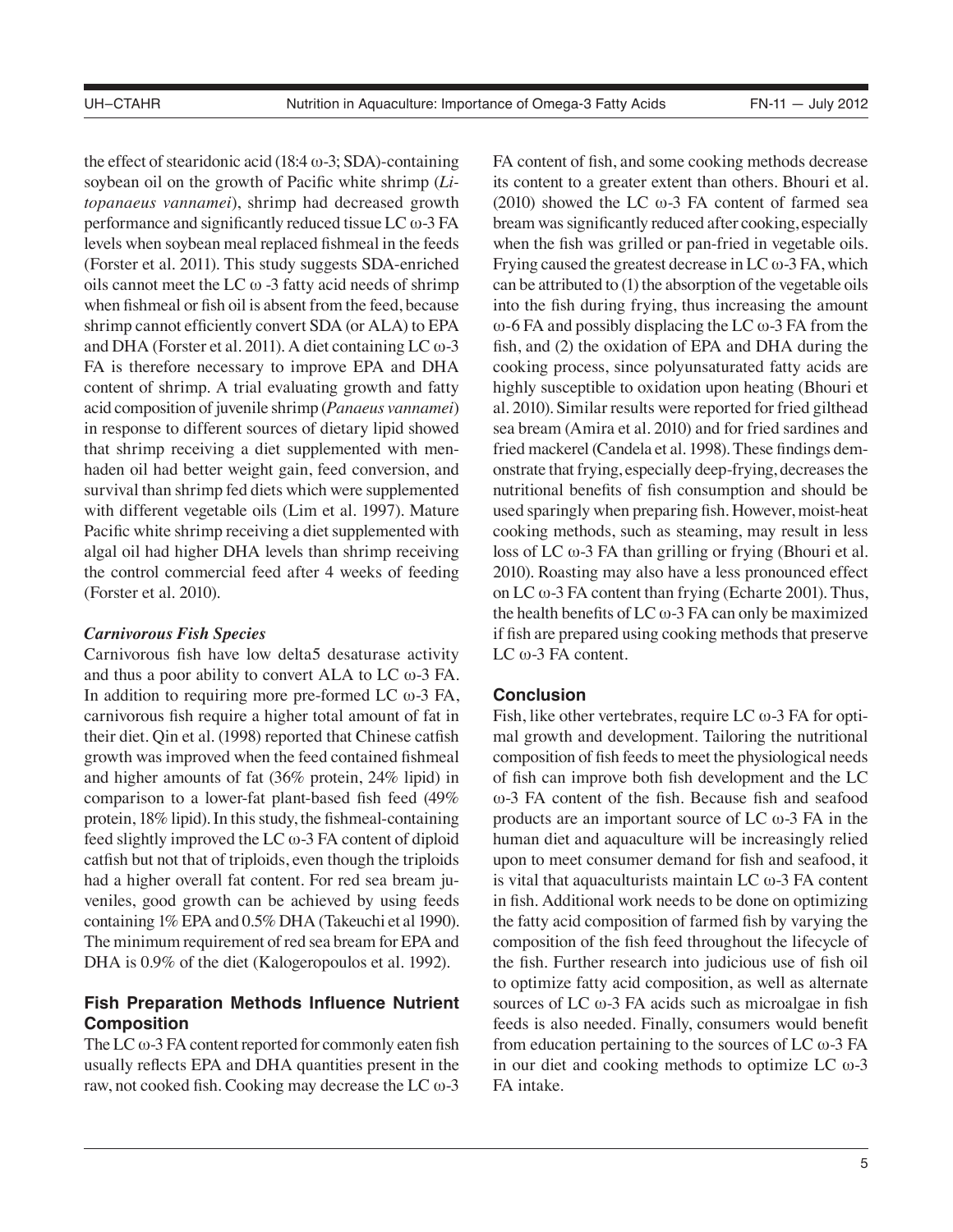the effect of stearidonic acid (18:4 ω-3; SDA)-containing soybean oil on the growth of Pacific white shrimp (*Litopanaeus vannamei*), shrimp had decreased growth performance and significantly reduced tissue LC ω-3 FA levels when soybean meal replaced fishmeal in the feeds (Forster et al. 2011). This study suggests SDA-enriched oils cannot meet the LC ω -3 fatty acid needs of shrimp when fishmeal or fish oil is absent from the feed, because shrimp cannot efficiently convert SDA (or ALA) to EPA and DHA (Forster et al. 2011). A diet containing LC ω-3 FA is therefore necessary to improve EPA and DHA content of shrimp. A trial evaluating growth and fatty acid composition of juvenile shrimp (*Panaeus vannamei*) in response to different sources of dietary lipid showed that shrimp receiving a diet supplemented with menhaden oil had better weight gain, feed conversion, and survival than shrimp fed diets which were supplemented with different vegetable oils (Lim et al. 1997). Mature Pacific white shrimp receiving a diet supplemented with algal oil had higher DHA levels than shrimp receiving the control commercial feed after 4 weeks of feeding (Forster et al. 2010).

### *Carnivorous Fish Species*

Carnivorous fish have low delta5 desaturase activity and thus a poor ability to convert ALA to LC ω-3 FA. In addition to requiring more pre-formed LC ω-3 FA, carnivorous fish require a higher total amount of fat in their diet. Qin et al. (1998) reported that Chinese catfish growth was improved when the feed contained fishmeal and higher amounts of fat (36% protein, 24% lipid) in comparison to a lower-fat plant-based fish feed (49% protein, 18% lipid). In this study, the fishmeal-containing feed slightly improved the LC ω-3 FA content of diploid catfish but not that of triploids, even though the triploids had a higher overall fat content. For red sea bream juveniles, good growth can be achieved by using feeds containing 1% EPA and 0.5% DHA (Takeuchi et al 1990). The minimum requirement of red sea bream for EPA and DHA is 0.9% of the diet (Kalogeropoulos et al. 1992).

## Fish Preparation Methods Influence Nutrient Composition

The LC ω-3 FA content reported for commonly eaten fish usually reflects EPA and DHA quantities present in the raw, not cooked fish. Cooking may decrease the LC ω-3 FA content of fish, and some cooking methods decrease its content to a greater extent than others. Bhouri et al. (2010) showed the LC ω-3 FA content of farmed sea bream was significantly reduced after cooking, especially when the fish was grilled or pan-fried in vegetable oils. Frying caused the greatest decrease in LC ω-3 FA, which can be attributed to (1) the absorption of the vegetable oils into the fish during frying, thus increasing the amount ω-6 FA and possibly displacing the LC ω-3 FA from the fish, and (2) the oxidation of EPA and DHA during the cooking process, since polyunsaturated fatty acids are highly susceptible to oxidation upon heating (Bhouri et al. 2010). Similar results were reported for fried gilthead sea bream (Amira et al. 2010) and for fried sardines and fried mackerel (Candela et al. 1998). These findings demonstrate that frying, especially deep-frying, decreases the nutritional benefits of fish consumption and should be used sparingly when preparing fish. However, moist-heat cooking methods, such as steaming, may result in less loss of LC ω-3 FA than grilling or frying (Bhouri et al. 2010). Roasting may also have a less pronounced effect on LC ω-3 FA content than frying (Echarte 2001). Thus, the health benefits of LC ω-3 FA can only be maximized if fish are prepared using cooking methods that preserve LC ω-3 FA content.

## Conclusion

Fish, like other vertebrates, require LC ω-3 FA for optimal growth and development. Tailoring the nutritional composition of fish feeds to meet the physiological needs of fish can improve both fish development and the LC ω-3 FA content of the fish. Because fish and seafood products are an important source of LC ω-3 FA in the human diet and aquaculture will be increasingly relied upon to meet consumer demand for fish and seafood, it is vital that aquaculturists maintain LC ω-3 FA content in fish. Additional work needs to be done on optimizing the fatty acid composition of farmed fish by varying the composition of the fish feed throughout the lifecycle of the fish. Further research into judicious use of fish oil to optimize fatty acid composition, as well as alternate sources of LC ω-3 FA acids such as microalgae in fish feeds is also needed. Finally, consumers would benefit from education pertaining to the sources of LC ω-3 FA in our diet and cooking methods to optimize LC ω-3 FA intake.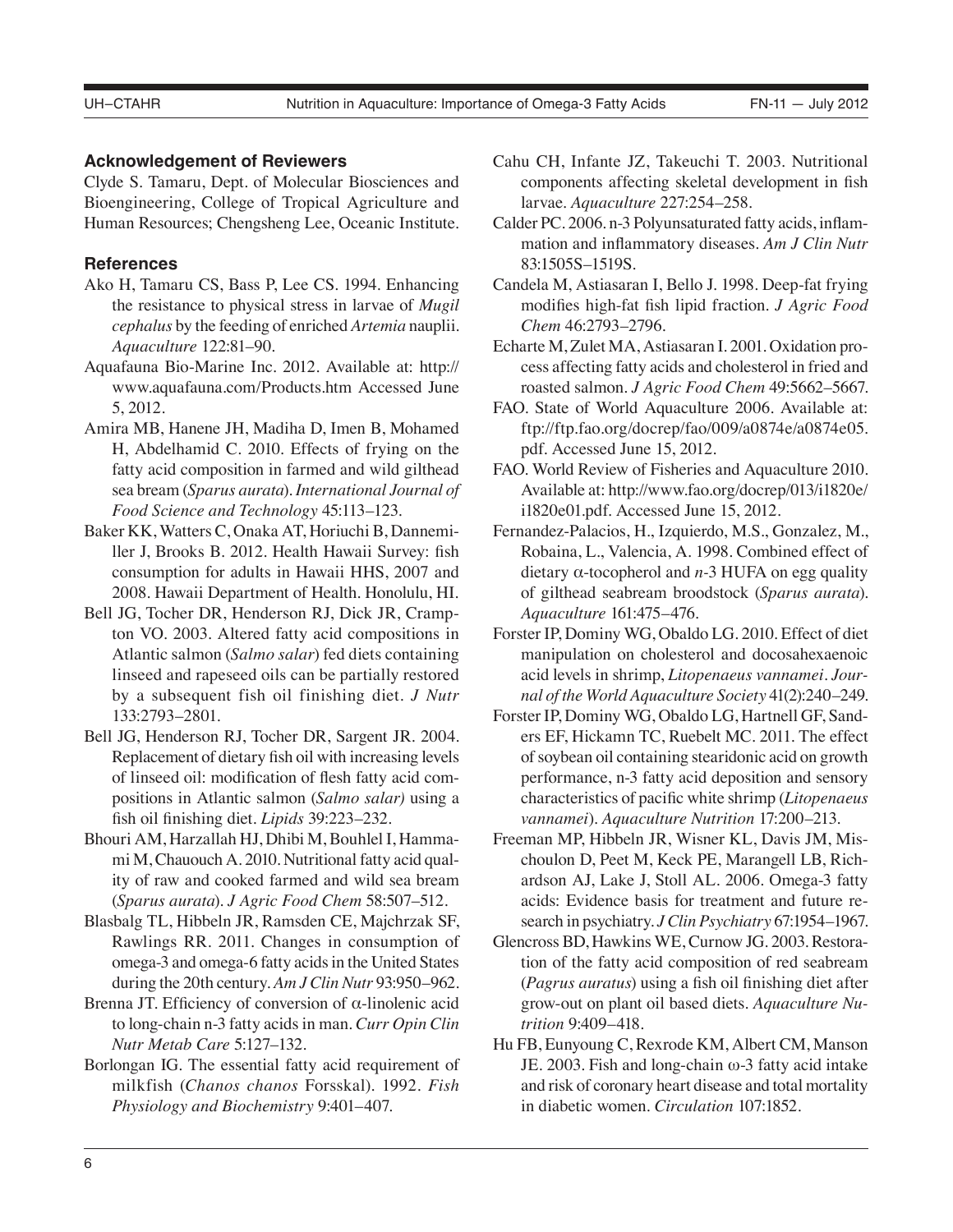### Acknowledgement of Reviewers

Clyde S. Tamaru, Dept. of Molecular Biosciences and Bioengineering, College of Tropical Agriculture and Human Resources; Chengsheng Lee, Oceanic Institute.

### References

Ako H, Tamaru CS, Bass P, Lee CS. 1994. Enhancing the resistance to physical stress in larvae of *Mugil cephalus* by the feeding of enriched *Artemia* nauplii. *Aquaculture* 122:81–90.

Aquafauna Bio-Marine Inc. 2012. Available at: http://www.aquafauna.com/Products.htm Accessed June 5, 2012.

Amira MB, Hanene JH, Madiha D, Imen B, Mohamed H, Abdelhamid C. 2010. Effects of frying on the fatty acid composition in farmed and wild gilthead sea bream (*Sparus aurata*). *International Journal of Food Science and Technology* 45:113–123.

Baker KK, Watters C, Onaka AT, Horiuchi B, Dannemiller J, Brooks B. 2012. Health Hawaii Survey: fish consumption for adults in Hawaii HHS, 2007 and 2008. Hawaii Department of Health. Honolulu, HI.

Bell JG, Tocher DR, Henderson RJ, Dick JR, Crampton VO. 2003. Altered fatty acid compositions in Atlantic salmon (*Salmo salar*) fed diets containing linseed and rapeseed oils can be partially restored by a subsequent fish oil finishing diet. *J Nutr* 133:2793–2801.

Bell JG, Henderson RJ, Tocher DR, Sargent JR. 2004. Replacement of dietary fish oil with increasing levels of linseed oil: modification of flesh fatty acid compositions in Atlantic salmon (*Salmo salar)* using a fish oil finishing diet. *Lipids* 39:223–232.

Bhouri AM, Harzallah HJ, Dhibi M, Bouhlel I, Hammami M, Chauouch A. 2010. Nutritional fatty acid quality of raw and cooked farmed and wild sea bream (*Sparus aurata*). *J Agric Food Chem* 58:507–512.

Blasbalg TL, Hibbeln JR, Ramsden CE, Majchrzak SF, Rawlings RR. 2011. Changes in consumption of omega-3 and omega-6 fatty acids in the United States during the 20th century. *Am J Clin Nutr* 93:950–962.

Brenna JT. Efficiency of conversion of α-linolenic acid to long-chain n-3 fatty acids in man. *Curr Opin Clin Nutr Metab Care* 5:127–132.

Borlongan IG. The essential fatty acid requirement of milkfish (*Chanos chanos* Forsskal). 1992. *Fish Physiology and Biochemistry* 9:401–407.

Cahu CH, Infante JZ, Takeuchi T. 2003. Nutritional components affecting skeletal development in fish larvae. *Aquaculture* 227:254–258.

Calder PC. 2006. n-3 Polyunsaturated fatty acids, inflammation and inflammatory diseases. *Am J Clin Nutr* 83:1505S–1519S.

Candela M, Astiasaran I, Bello J. 1998. Deep-fat frying modifies high-fat fish lipid fraction. *J Agric Food Chem* 46:2793–2796.

Echarte M, Zulet MA, Astiasaran I. 2001. Oxidation process affecting fatty acids and cholesterol in fried and roasted salmon. *J Agric Food Chem* 49:5662–5667.

FAO. State of World Aquaculture 2006. Available at: ftp://ftp.fao.org/docrep/fao/009/a0874e/a0874e05.pdf. Accessed June 15, 2012.

FAO. World Review of Fisheries and Aquaculture 2010. Available at: http://www.fao.org/docrep/013/i1820e/i1820e01.pdf. Accessed June 15, 2012.

Fernandez-Palacios, H., Izquierdo, M.S., Gonzalez, M., Robaina, L., Valencia, A. 1998. Combined effect of dietary α-tocopherol and *n*-3 HUFA on egg quality of gilthead seabream broodstock (*Sparus aurata*). *Aquaculture* 161:475–476.

Forster IP, Dominy WG, Obaldo LG. 2010. Effect of diet manipulation on cholesterol and docosahexaenoic acid levels in shrimp, *Litopenaeus vannamei*. *Journal of the World Aquaculture Society* 41(2):240–249.

Forster IP, Dominy WG, Obaldo LG, Hartnell GF, Sanders EF, Hickamn TC, Ruebelt MC. 2011. The effect of soybean oil containing stearidonic acid on growth performance, n-3 fatty acid deposition and sensory characteristics of pacific white shrimp (*Litopenaeus vannamei*). *Aquaculture Nutrition* 17:200–213.

Freeman MP, Hibbeln JR, Wisner KL, Davis JM, Mischoulon D, Peet M, Keck PE, Marangell LB, Richardson AJ, Lake J, Stoll AL. 2006. Omega-3 fatty acids: Evidence basis for treatment and future research in psychiatry. *J Clin Psychiatry* 67:1954–1967.

Glencross BD, Hawkins WE, Curnow JG. 2003. Restoration of the fatty acid composition of red seabream (*Pagrus auratus*) using a fish oil finishing diet after grow-out on plant oil based diets. *Aquaculture Nutrition* 9:409–418.

Hu FB, Eunyoung C, Rexrode KM, Albert CM, Manson JE. 2003. Fish and long-chain ω-3 fatty acid intake and risk of coronary heart disease and total mortality in diabetic women. *Circulation* 107:1852.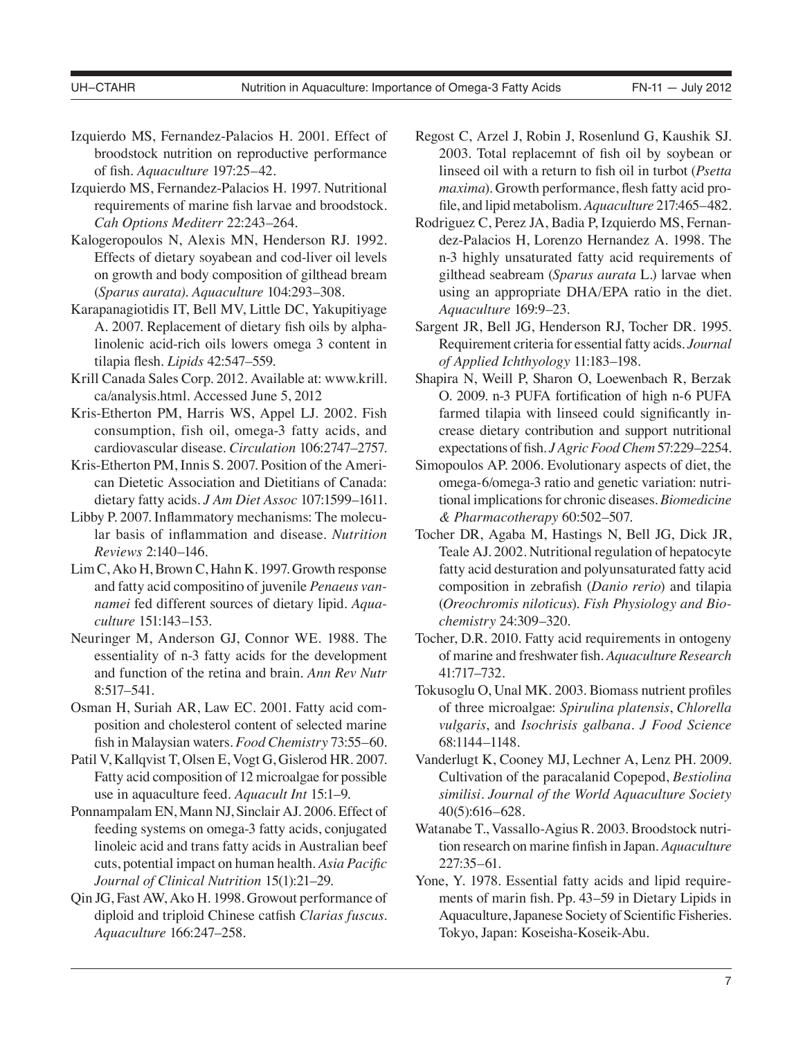Izquierdo MS, Fernandez-Palacios H. 2001. Effect of broodstock nutrition on reproductive performance of fish. *Aquaculture* 197:25–42.

Izquierdo MS, Fernandez-Palacios H. 1997. Nutritional requirements of marine fish larvae and broodstock. *Cah Options Mediterr* 22:243–264.

Kalogeropoulos N, Alexis MN, Henderson RJ. 1992. Effects of dietary soyabean and cod-liver oil levels on growth and body composition of gilthead bream (*Sparus aurata*). *Aquaculture* 104:293–308.

Karapanagiotidis IT, Bell MV, Little DC, Yakupitiyage A. 2007. Replacement of dietary fish oils by alphalinolenic acid-rich oils lowers omega 3 content in tilapia flesh. *Lipids* 42:547–559.

Krill Canada Sales Corp. 2012. Available at: www.krill.ca/analysis.html. Accessed June 5, 2012

Kris-Etherton PM, Harris WS, Appel LJ. 2002. Fish consumption, fish oil, omega-3 fatty acids, and cardiovascular disease. *Circulation* 106:2747–2757.

Kris-Etherton PM, Innis S. 2007. Position of the American Dietetic Association and Dietitians of Canada: dietary fatty acids. *J Am Diet Assoc* 107:1599–1611.

Libby P. 2007. Inflammatory mechanisms: The molecular basis of inflammation and disease. *Nutrition Reviews* 2:140–146.

Lim C, Ako H, Brown C, Hahn K. 1997. Growth response and fatty acid compositino of juvenile *Penaeus vannamei* fed different sources of dietary lipid. *Aquaculture* 151:143–153.

Neuringer M, Anderson GJ, Connor WE. 1988. The essentiality of n-3 fatty acids for the development and function of the retina and brain. *Ann Rev Nutr* 8:517–541.

Osman H, Suriah AR, Law EC. 2001. Fatty acid composition and cholesterol content of selected marine fish in Malaysian waters. *Food Chemistry* 73:55–60.

Patil V, Kallqvist T, Olsen E, Vogt G, Gislerod HR. 2007. Fatty acid composition of 12 microalgae for possible use in aquaculture feed. *Aquacult Int* 15:1–9.

Ponnampalam EN, Mann NJ, Sinclair AJ. 2006. Effect of feeding systems on omega-3 fatty acids, conjugated linoleic acid and trans fatty acids in Australian beef cuts, potential impact on human health. *Asia Pacific Journal of Clinical Nutrition* 15(1):21–29.

Qin JG, Fast AW, Ako H. 1998. Growout performance of diploid and triploid Chinese catfish *Clarias fuscus*. *Aquaculture* 166:247–258.

Regost C, Arzel J, Robin J, Rosenlund G, Kaushik SJ. 2003. Total replacemnt of fish oil by soybean or linseed oil with a return to fish oil in turbot (*Psetta maxima*). Growth performance, flesh fatty acid profile, and lipid metabolism. *Aquaculture* 217:465–482.

Rodriguez C, Perez JA, Badia P, Izquierdo MS, Fernandez-Palacios H, Lorenzo Hernandez A. 1998. The n-3 highly unsaturated fatty acid requirements of gilthead seabream (*Sparus aurata* L.) larvae when using an appropriate DHA/EPA ratio in the diet. *Aquaculture* 169:9–23.

Sargent JR, Bell JG, Henderson RJ, Tocher DR. 1995. Requirement criteria for essential fatty acids. *Journal of Applied Ichthyology* 11:183–198.

Shapira N, Weill P, Sharon O, Loewenbach R, Berzak O. 2009. n-3 PUFA fortification of high n-6 PUFA farmed tilapia with linseed could significantly increase dietary contribution and support nutritional expectations of fish. *J Agric Food Chem* 57:229–2254.

Simopoulos AP. 2006. Evolutionary aspects of diet, the omega-6/omega-3 ratio and genetic variation: nutritional implications for chronic diseases. *Biomedicine & Pharmacotherapy* 60:502–507.

Tocher DR, Agaba M, Hastings N, Bell JG, Dick JR, Teale AJ. 2002. Nutritional regulation of hepatocyte fatty acid desturation and polyunsaturated fatty acid composition in zebrafish (*Danio rerio*) and tilapia (*Oreochromis niloticus*). *Fish Physiology and Biochemistry* 24:309–320.

Tocher, D.R. 2010. Fatty acid requirements in ontogeny of marine and freshwater fish. *Aquaculture Research* 41:717–732.

Tokusoglu O, Unal MK. 2003. Biomass nutrient profiles of three microalgae: *Spirulina platensis*, *Chlorella vulgaris*, and *Isochrisis galbana*. *J Food Science* 68:1144–1148.

Vanderlugt K, Cooney MJ, Lechner A, Lenz PH. 2009. Cultivation of the paracalanid Copepod, *Bestiolina similisi*. *Journal of the World Aquaculture Society* 40(5):616–628.

Watanabe T., Vassallo-Agius R. 2003. Broodstock nutrition research on marine finfish in Japan. *Aquaculture* 227:35–61.

Yone, Y. 1978. Essential fatty acids and lipid requirements of marin fish. Pp. 43–59 in Dietary Lipids in Aquaculture, Japanese Society of Scientific Fisheries. Tokyo, Japan: Koseisha-Koseik-Abu.